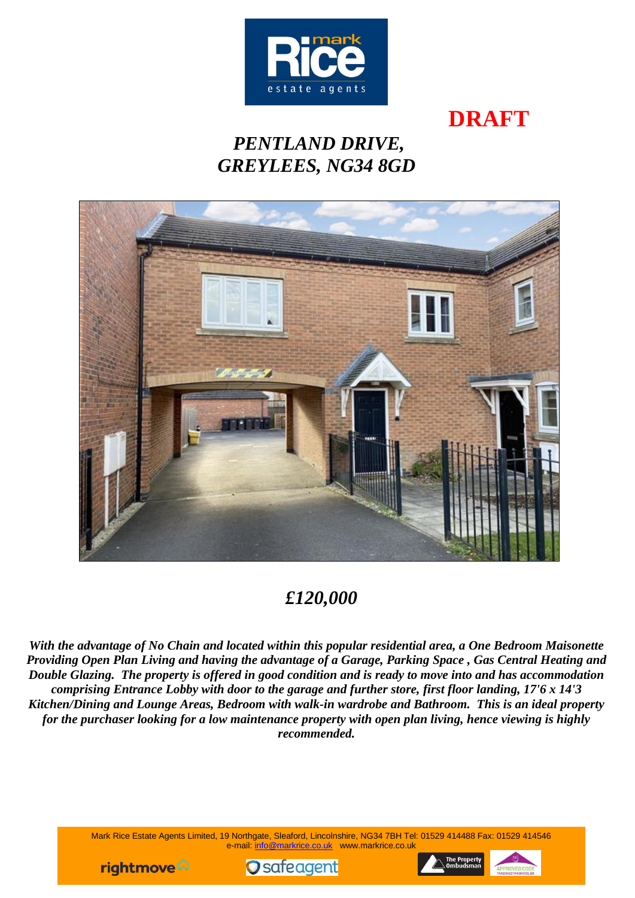mark Rice estate agents

**DRAFT**

# *PENTLAND DRIVE, GREYLEES, NG34 8GD*

## *£120,000*

***With the advantage of No Chain and located within this popular residential area, a One Bedroom Maisonette Providing Open Plan Living and having the advantage of a Garage, Parking Space , Gas Central Heating and Double Glazing. The property is offered in good condition and is ready to move into and has accommodation comprising Entrance Lobby with door to the garage and further store, first floor landing, 17'6 x 14'3 Kitchen/Dining and Lounge Areas, Bedroom with walk-in wardrobe and Bathroom. This is an ideal property for the purchaser looking for a low maintenance property with open plan living, hence viewing is highly recommended.***

Mark Rice Estate Agents Limited, 19 Northgate, Sleaford, Lincolnshire, NG34 7BH Tel: 01529 414488 Fax: 01529 414546
e-mail: info@markrice.co.uk www.markrice.co.uk

rightmove safeagent The Property Ombudsman APPROVED CODE TRADINGSTANDARDS.UK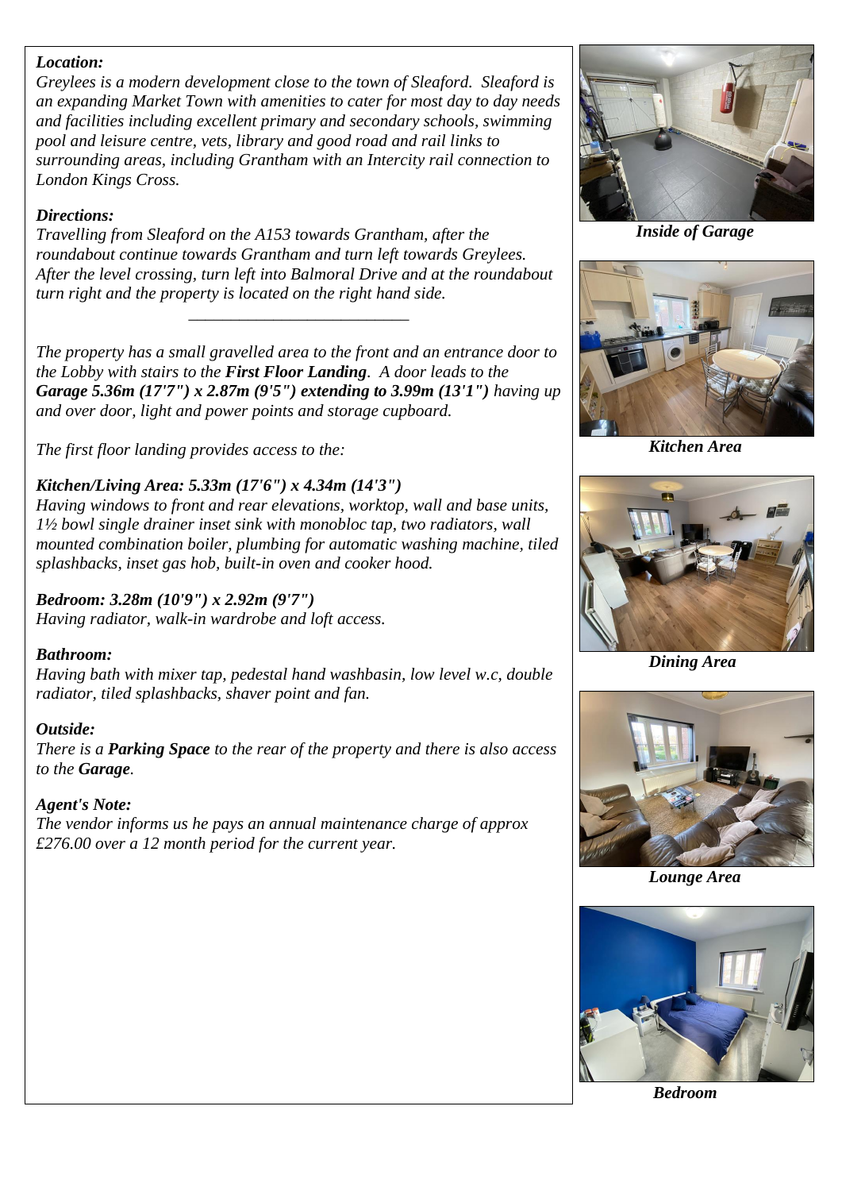***Location:***

*Greylees is a modern development close to the town of Sleaford. Sleaford is an expanding Market Town with amenities to cater for most day to day needs and facilities including excellent primary and secondary schools, swimming pool and leisure centre, vets, library and good road and rail links to surrounding areas, including Grantham with an Intercity rail connection to London Kings Cross.*

***Directions:***

*Travelling from Sleaford on the A153 towards Grantham, after the roundabout continue towards Grantham and turn left towards Greylees. After the level crossing, turn left into Balmoral Drive and at the roundabout turn right and the property is located on the right hand side.*

---

*The property has a small gravelled area to the front and an entrance door to the Lobby with stairs to the* ***First Floor Landing****. A door leads to the* ***Garage 5.36m (17'7") x 2.87m (9'5") extending to 3.99m (13'1")*** *having up and over door, light and power points and storage cupboard.*

*The first floor landing provides access to the:*

***Kitchen/Living Area: 5.33m (17'6") x 4.34m (14'3")***

*Having windows to front and rear elevations, worktop, wall and base units, 1½ bowl single drainer inset sink with monobloc tap, two radiators, wall mounted combination boiler, plumbing for automatic washing machine, tiled splashbacks, inset gas hob, built-in oven and cooker hood.*

***Bedroom: 3.28m (10'9") x 2.92m (9'7")***

*Having radiator, walk-in wardrobe and loft access.*

***Bathroom:***

*Having bath with mixer tap, pedestal hand washbasin, low level w.c, double radiator, tiled splashbacks, shaver point and fan.*

***Outside:***

*There is a* ***Parking Space*** *to the rear of the property and there is also access to the* ***Garage****.*

***Agent's Note:***

*The vendor informs us he pays an annual maintenance charge of approx £276.00 over a 12 month period for the current year.*

***Inside of Garage***

***Kitchen Area***

***Dining Area***

***Lounge Area***

***Bedroom***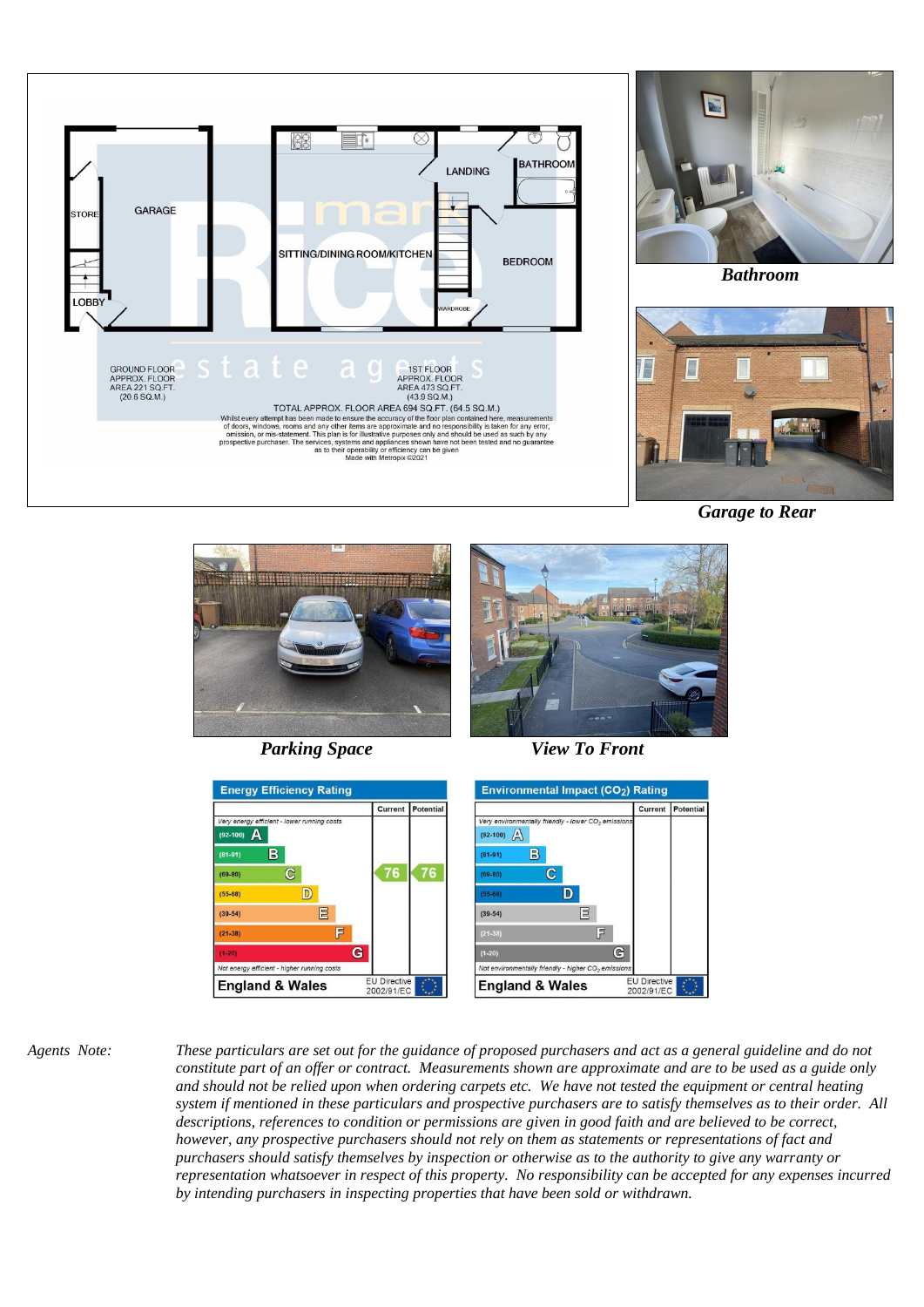GARAGE

STORE

LOBBY

SITTING/DINING ROOM/KITCHEN

LANDING

BATHROOM

BEDROOM

WARDROBE

GROUND FLOOR
APPROX. FLOOR
AREA 221 SQ.FT.
(20.6 SQ.M.)

1ST FLOOR
APPROX. FLOOR
AREA 473 SQ.FT.
(43.9 SQ.M.)

TOTAL APPROX. FLOOR AREA 694 SQ.FT. (64.5 SQ.M.)

Whilst every attempt has been made to ensure the accuracy of the floor plan contained here, measurements of doors, windows, rooms and any other items are approximate and no responsibility is taken for any error, omission, or mis-statement. This plan is for illustrative purposes only and should be used as such by any prospective purchaser. The services, systems and appliances shown have not been tested and no guarantee as to their operability or efficiency can be given
Made with Metropix ©2021

***Bathroom***

***Garage to Rear***

***Parking Space***

***View To Front***

**Energy Efficiency Rating**

| | Current | Potential |
|---|---|---|
| *Very energy efficient - lower running costs* | | |
| (92-100) A | | |
| (81-91) B | | |
| (69-80) C | 76 | 76 |
| (55-68) D | | |
| (39-54) E | | |
| (21-38) F | | |
| (1-20) G | | |
| *Not energy efficient - higher running costs* | | |
| **England & Wales** | EU Directive 2002/91/EC | |

**Environmental Impact ($CO_2$) Rating**

| | Current | Potential |
|---|---|---|
| *Very environmentally friendly - lower $CO_2$ emissions* | | |
| (92-100) A | | |
| (81-91) B | | |
| (69-80) C | | |
| (55-68) D | | |
| (39-54) E | | |
| (21-38) F | | |
| (1-20) G | | |
| *Not environmentally friendly - higher $CO_2$ emissions* | | |
| **England & Wales** | EU Directive 2002/91/EC | |

*Agents Note:* *These particulars are set out for the guidance of proposed purchasers and act as a general guideline and do not constitute part of an offer or contract. Measurements shown are approximate and are to be used as a guide only and should not be relied upon when ordering carpets etc. We have not tested the equipment or central heating system if mentioned in these particulars and prospective purchasers are to satisfy themselves as to their order. All descriptions, references to condition or permissions are given in good faith and are believed to be correct, however, any prospective purchasers should not rely on them as statements or representations of fact and purchasers should satisfy themselves by inspection or otherwise as to the authority to give any warranty or representation whatsoever in respect of this property. No responsibility can be accepted for any expenses incurred by intending purchasers in inspecting properties that have been sold or withdrawn.*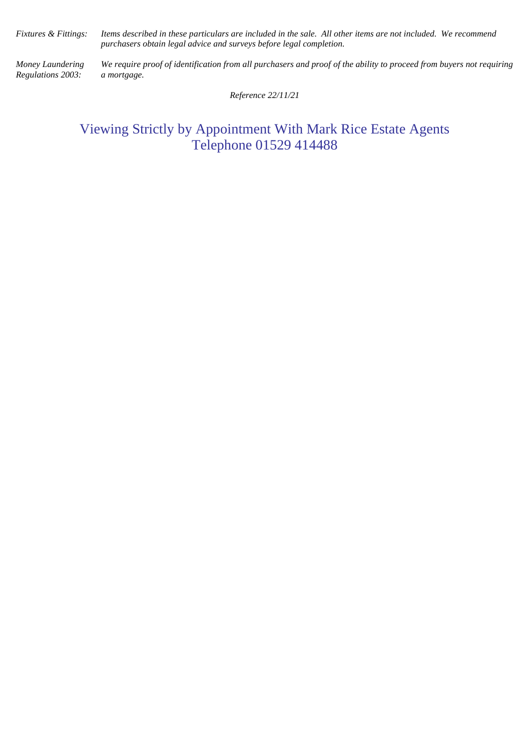*Fixtures & Fittings:* *Items described in these particulars are included in the sale. All other items are not included. We recommend purchasers obtain legal advice and surveys before legal completion.*

*Money Laundering Regulations 2003:* *We require proof of identification from all purchasers and proof of the ability to proceed from buyers not requiring a mortgage.*

*Reference 22/11/21*

Viewing Strictly by Appointment With Mark Rice Estate Agents
Telephone 01529 414488